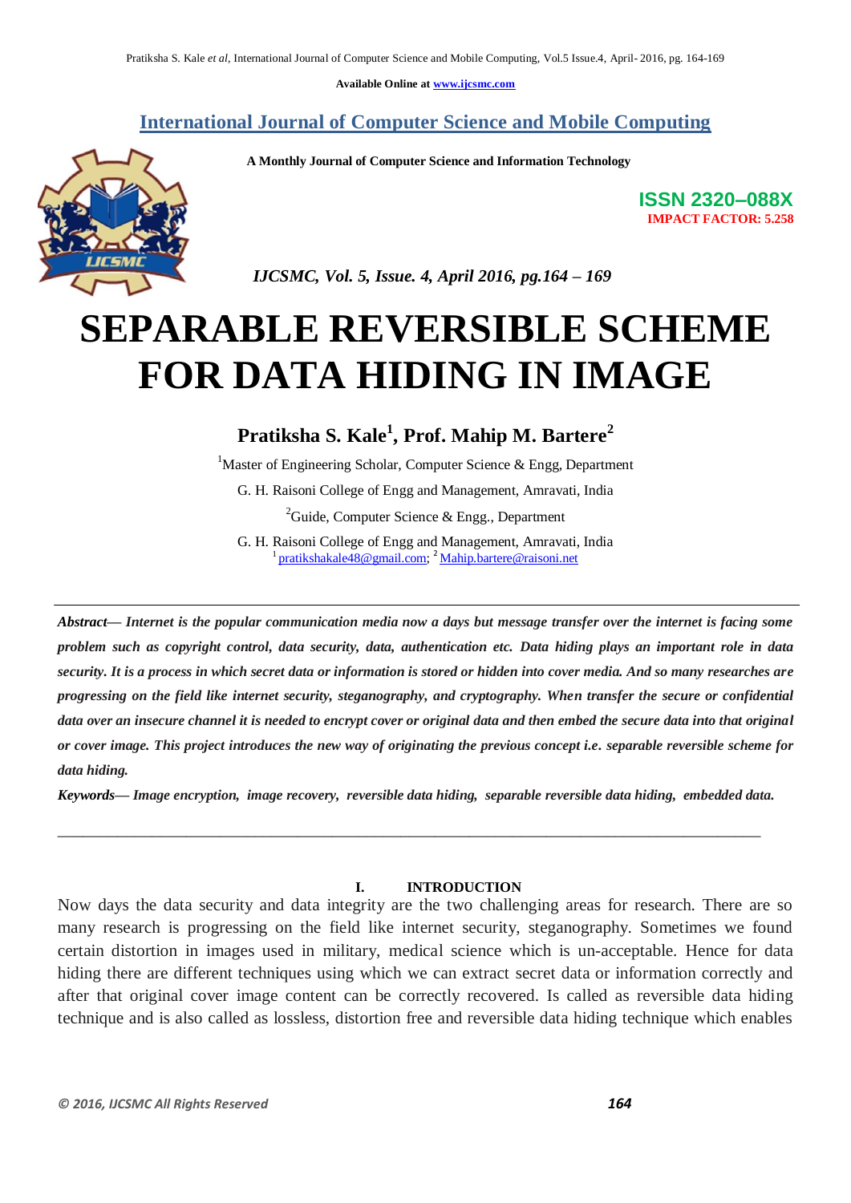Available Online at www.ijcsmc.com

## International Journal of Computer Science and Mobile Computing

**A Monthly Journal of Computer Science and Information Technology**

**ISSN 2320–088X**
**IMPACT FACTOR: 5.258**

*IJCSMC, Vol. 5, Issue. 4, April 2016, pg.164 – 169*

# SEPARABLE REVERSIBLE SCHEME FOR DATA HIDING IN IMAGE

**Pratiksha S. Kale[1], Prof. Mahip M. Bartere[2]**

[1]Master of Engineering Scholar, Computer Science & Engg, Department
G. H. Raisoni College of Engg and Management, Amravati, India
[2]Guide, Computer Science & Engg., Department
G. H. Raisoni College of Engg and Management, Amravati, India
[1] pratikshakale48@gmail.com; [2] Mahip.bartere@raisoni.net

***Abstract*— *Internet is the popular communication media now a days but message transfer over the internet is facing some problem such as copyright control, data security, data, authentication etc. Data hiding plays an important role in data security. It is a process in which secret data or information is stored or hidden into cover media. And so many researches are progressing on the field like internet security, steganography, and cryptography. When transfer the secure or confidential data over an insecure channel it is needed to encrypt cover or original data and then embed the secure data into that original or cover image. This project introduces the new way of originating the previous concept i.e. separable reversible scheme for data hiding.***

***Keywords*— *Image encryption, image recovery, reversible data hiding, separable reversible data hiding, embedded data.***

---

## I. INTRODUCTION

Now days the data security and data integrity are the two challenging areas for research. There are so many research is progressing on the field like internet security, steganography. Sometimes we found certain distortion in images used in military, medical science which is un-acceptable. Hence for data hiding there are different techniques using which we can extract secret data or information correctly and after that original cover image content can be correctly recovered. Is called as reversible data hiding technique and is also called as lossless, distortion free and reversible data hiding technique which enables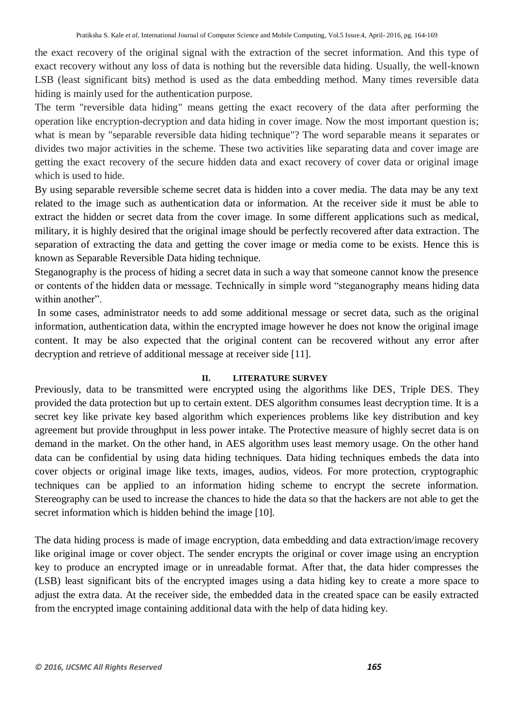the exact recovery of the original signal with the extraction of the secret information. And this type of exact recovery without any loss of data is nothing but the reversible data hiding. Usually, the well-known LSB (least significant bits) method is used as the data embedding method. Many times reversible data hiding is mainly used for the authentication purpose.

The term "reversible data hiding" means getting the exact recovery of the data after performing the operation like encryption-decryption and data hiding in cover image. Now the most important question is; what is mean by "separable reversible data hiding technique"? The word separable means it separates or divides two major activities in the scheme. These two activities like separating data and cover image are getting the exact recovery of the secure hidden data and exact recovery of cover data or original image which is used to hide.

By using separable reversible scheme secret data is hidden into a cover media. The data may be any text related to the image such as authentication data or information. At the receiver side it must be able to extract the hidden or secret data from the cover image. In some different applications such as medical, military, it is highly desired that the original image should be perfectly recovered after data extraction. The separation of extracting the data and getting the cover image or media come to be exists. Hence this is known as Separable Reversible Data hiding technique.

Steganography is the process of hiding a secret data in such a way that someone cannot know the presence or contents of the hidden data or message. Technically in simple word "steganography means hiding data within another".

In some cases, administrator needs to add some additional message or secret data, such as the original information, authentication data, within the encrypted image however he does not know the original image content. It may be also expected that the original content can be recovered without any error after decryption and retrieve of additional message at receiver side [11].

## II. LITERATURE SURVEY

Previously, data to be transmitted were encrypted using the algorithms like DES, Triple DES. They provided the data protection but up to certain extent. DES algorithm consumes least decryption time. It is a secret key like private key based algorithm which experiences problems like key distribution and key agreement but provide throughput in less power intake. The Protective measure of highly secret data is on demand in the market. On the other hand, in AES algorithm uses least memory usage. On the other hand data can be confidential by using data hiding techniques. Data hiding techniques embeds the data into cover objects or original image like texts, images, audios, videos. For more protection, cryptographic techniques can be applied to an information hiding scheme to encrypt the secrete information. Stereography can be used to increase the chances to hide the data so that the hackers are not able to get the secret information which is hidden behind the image [10].

The data hiding process is made of image encryption, data embedding and data extraction/image recovery like original image or cover object. The sender encrypts the original or cover image using an encryption key to produce an encrypted image or in unreadable format. After that, the data hider compresses the (LSB) least significant bits of the encrypted images using a data hiding key to create a more space to adjust the extra data. At the receiver side, the embedded data in the created space can be easily extracted from the encrypted image containing additional data with the help of data hiding key.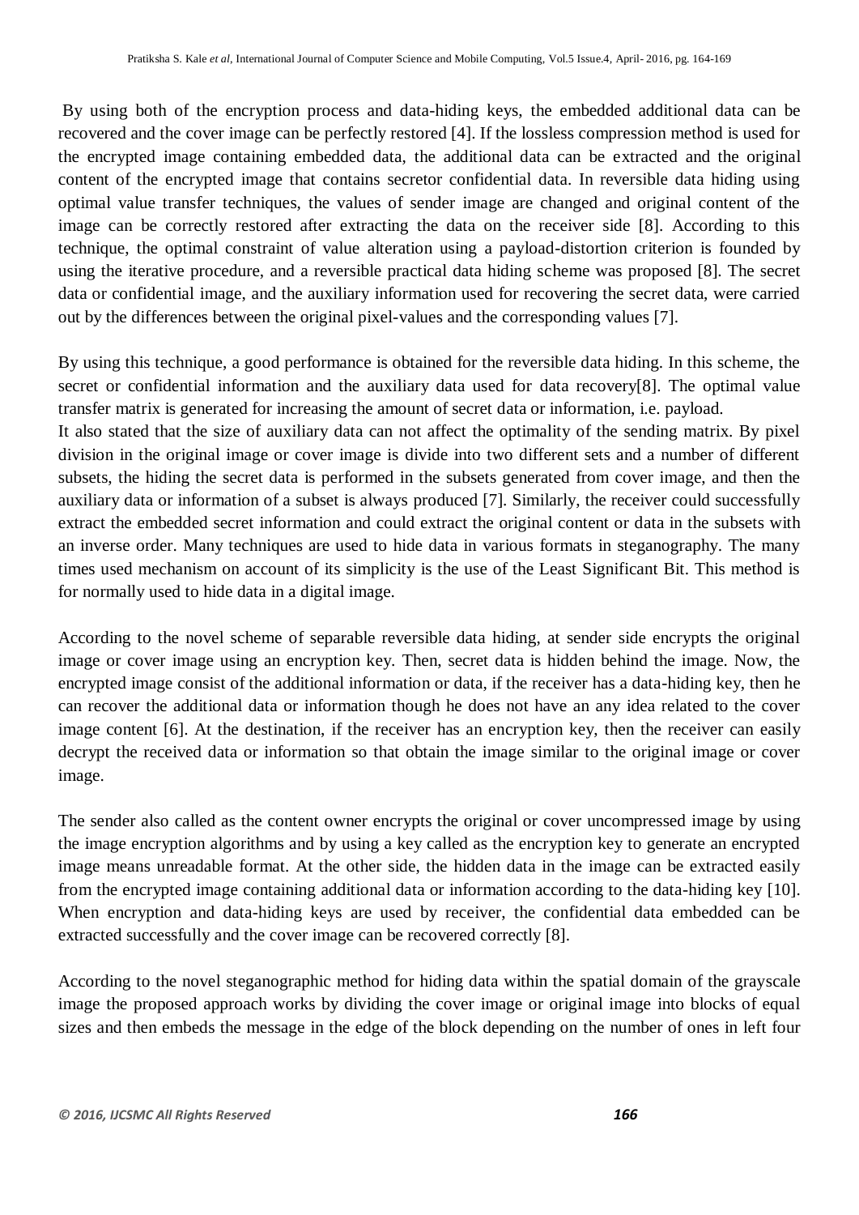By using both of the encryption process and data-hiding keys, the embedded additional data can be recovered and the cover image can be perfectly restored [4]. If the lossless compression method is used for the encrypted image containing embedded data, the additional data can be extracted and the original content of the encrypted image that contains secretor confidential data. In reversible data hiding using optimal value transfer techniques, the values of sender image are changed and original content of the image can be correctly restored after extracting the data on the receiver side [8]. According to this technique, the optimal constraint of value alteration using a payload-distortion criterion is founded by using the iterative procedure, and a reversible practical data hiding scheme was proposed [8]. The secret data or confidential image, and the auxiliary information used for recovering the secret data, were carried out by the differences between the original pixel-values and the corresponding values [7].

By using this technique, a good performance is obtained for the reversible data hiding. In this scheme, the secret or confidential information and the auxiliary data used for data recovery[8]. The optimal value transfer matrix is generated for increasing the amount of secret data or information, i.e. payload.
It also stated that the size of auxiliary data can not affect the optimality of the sending matrix. By pixel division in the original image or cover image is divide into two different sets and a number of different subsets, the hiding the secret data is performed in the subsets generated from cover image, and then the auxiliary data or information of a subset is always produced [7]. Similarly, the receiver could successfully extract the embedded secret information and could extract the original content or data in the subsets with an inverse order. Many techniques are used to hide data in various formats in steganography. The many times used mechanism on account of its simplicity is the use of the Least Significant Bit. This method is for normally used to hide data in a digital image.

According to the novel scheme of separable reversible data hiding, at sender side encrypts the original image or cover image using an encryption key. Then, secret data is hidden behind the image. Now, the encrypted image consist of the additional information or data, if the receiver has a data-hiding key, then he can recover the additional data or information though he does not have an any idea related to the cover image content [6]. At the destination, if the receiver has an encryption key, then the receiver can easily decrypt the received data or information so that obtain the image similar to the original image or cover image.

The sender also called as the content owner encrypts the original or cover uncompressed image by using the image encryption algorithms and by using a key called as the encryption key to generate an encrypted image means unreadable format. At the other side, the hidden data in the image can be extracted easily from the encrypted image containing additional data or information according to the data-hiding key [10]. When encryption and data-hiding keys are used by receiver, the confidential data embedded can be extracted successfully and the cover image can be recovered correctly [8].

According to the novel steganographic method for hiding data within the spatial domain of the grayscale image the proposed approach works by dividing the cover image or original image into blocks of equal sizes and then embeds the message in the edge of the block depending on the number of ones in left four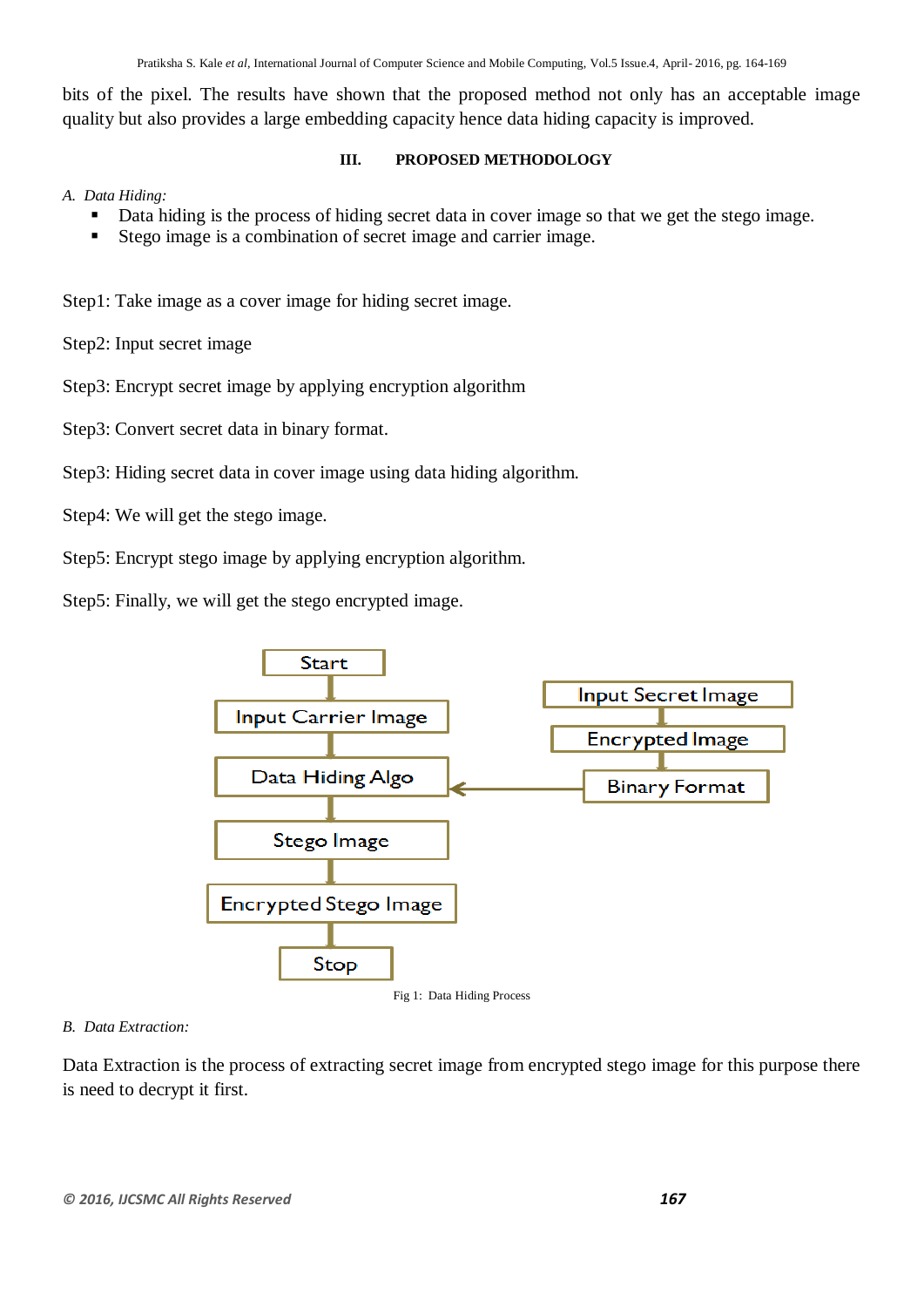bits of the pixel. The results have shown that the proposed method not only has an acceptable image quality but also provides a large embedding capacity hence data hiding capacity is improved.

## III. PROPOSED METHODOLOGY

*A. Data Hiding:*

- Data hiding is the process of hiding secret data in cover image so that we get the stego image.
- Stego image is a combination of secret image and carrier image.

Step1: Take image as a cover image for hiding secret image.

Step2: Input secret image

Step3: Encrypt secret image by applying encryption algorithm

Step3: Convert secret data in binary format.

Step3: Hiding secret data in cover image using data hiding algorithm.

Step4: We will get the stego image.

Step5: Encrypt stego image by applying encryption algorithm.

Step5: Finally, we will get the stego encrypted image.

Start → Input Carrier Image → Data Hiding Algo → Stego Image → Encrypted Stego Image → Stop

Input Secret Image → Encrypted Image → Binary Format → Data Hiding Algo

Fig 1: Data Hiding Process

*B. Data Extraction:*

Data Extraction is the process of extracting secret image from encrypted stego image for this purpose there is need to decrypt it first.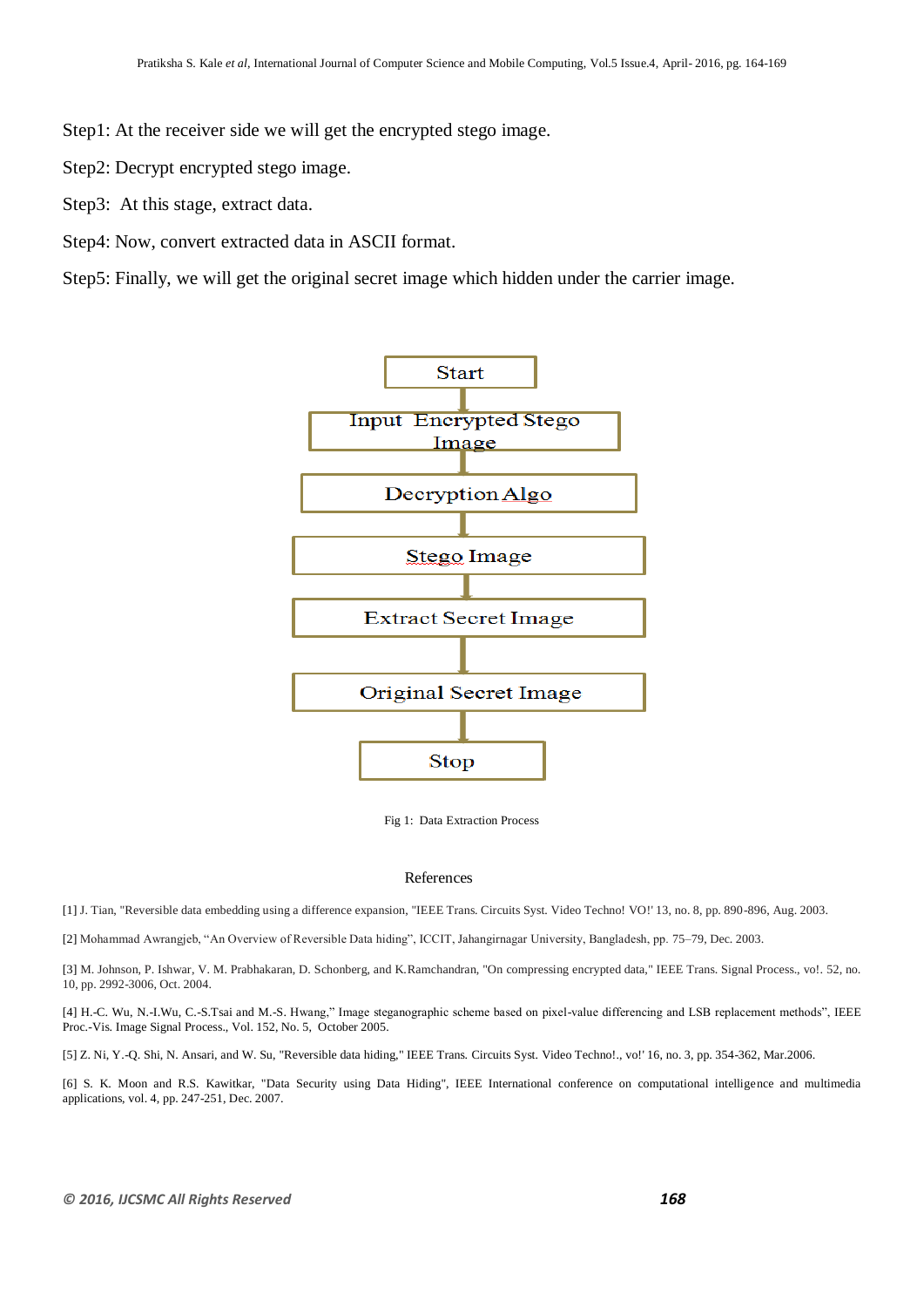Step1: At the receiver side we will get the encrypted stego image.

Step2: Decrypt encrypted stego image.

Step3: At this stage, extract data.

Step4: Now, convert extracted data in ASCII format.

Step5: Finally, we will get the original secret image which hidden under the carrier image.

Start

Input Encrypted Stego Image

Decryption Algo

Stego Image

Extract Secret Image

Original Secret Image

Stop

Fig 1: Data Extraction Process

## References

[1] J. Tian, "Reversible data embedding using a difference expansion, "IEEE Trans. Circuits Syst. Video Techno! VO!' 13, no. 8, pp. 890-896, Aug. 2003.

[2] Mohammad Awrangjeb, "An Overview of Reversible Data hiding", ICCIT, Jahangirnagar University, Bangladesh, pp. 75–79, Dec. 2003.

[3] M. Johnson, P. Ishwar, V. M. Prabhakaran, D. Schonberg, and K.Ramchandran, "On compressing encrypted data," IEEE Trans. Signal Process., vo!. 52, no. 10, pp. 2992-3006, Oct. 2004.

[4] H.-C. Wu, N.-I.Wu, C.-S.Tsai and M.-S. Hwang," Image steganographic scheme based on pixel-value differencing and LSB replacement methods", IEEE Proc.-Vis. Image Signal Process., Vol. 152, No. 5, October 2005.

[5] Z. Ni, Y.-Q. Shi, N. Ansari, and W. Su, "Reversible data hiding," IEEE Trans. Circuits Syst. Video Techno!., vo!' 16, no. 3, pp. 354-362, Mar.2006.

[6] S. K. Moon and R.S. Kawitkar, "Data Security using Data Hiding", IEEE International conference on computational intelligence and multimedia applications, vol. 4, pp. 247-251, Dec. 2007.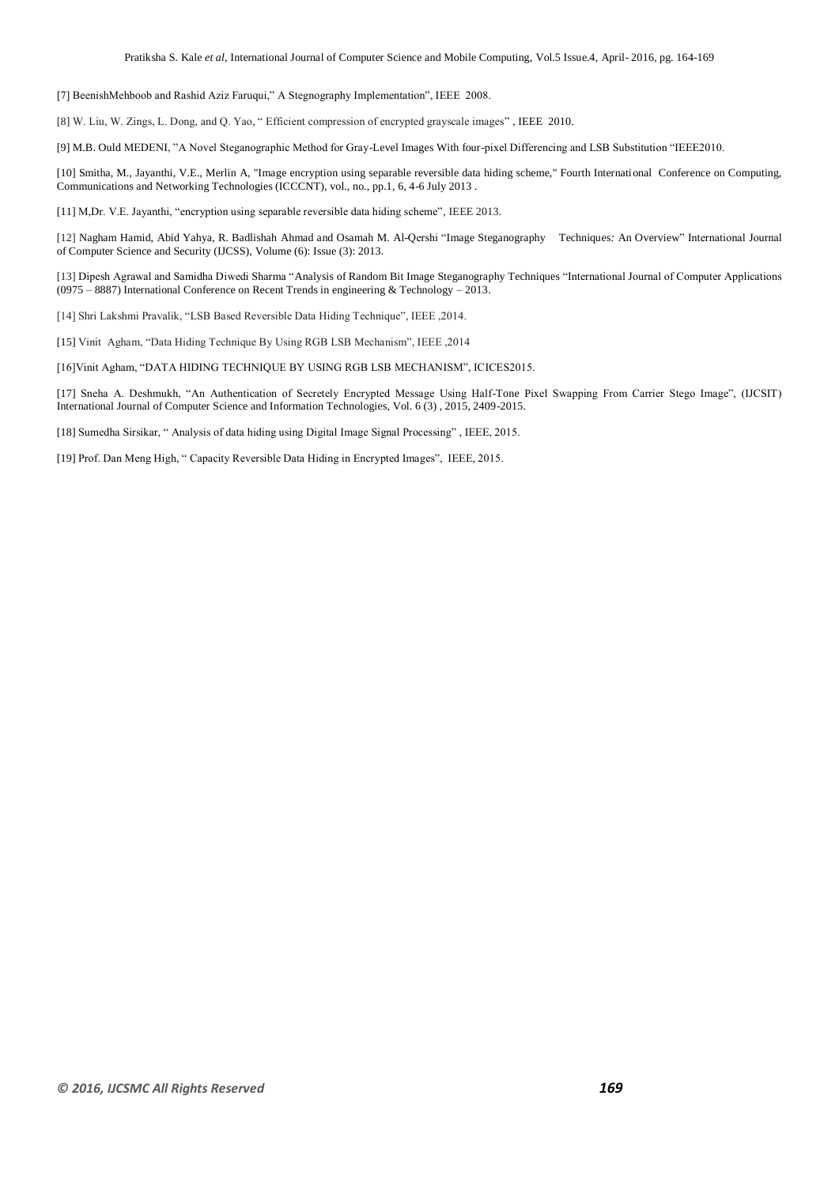[7] BeenishMehboob and Rashid Aziz Faruqui," A Stegnography Implementation", IEEE 2008.

[8] W. Liu, W. Zings, L. Dong, and Q. Yao, " Efficient compression of encrypted grayscale images" , IEEE 2010.

[9] M.B. Ould MEDENI, "A Novel Steganographic Method for Gray-Level Images With four-pixel Differencing and LSB Substitution "IEEE2010.

[10] Smitha, M., Jayanthi, V.E., Merlin A, "Image encryption using separable reversible data hiding scheme," Fourth International Conference on Computing, Communications and Networking Technologies (ICCCNT), vol., no., pp.1, 6, 4-6 July 2013 .

[11] M,Dr. V.E. Jayanthi, "encryption using separable reversible data hiding scheme", IEEE 2013.

[12] Nagham Hamid, Abid Yahya, R. Badlishah Ahmad and Osamah M. Al-Qershi "Image Steganography Techniques: An Overview" International Journal of Computer Science and Security (IJCSS), Volume (6): Issue (3): 2013.

[13] Dipesh Agrawal and Samidha Diwedi Sharma "Analysis of Random Bit Image Steganography Techniques "International Journal of Computer Applications (0975 – 8887) International Conference on Recent Trends in engineering & Technology – 2013.

[14] Shri Lakshmi Pravalik, "LSB Based Reversible Data Hiding Technique", IEEE ,2014.

[15] Vinit Agham, "Data Hiding Technique By Using RGB LSB Mechanism", IEEE ,2014

[16]Vinit Agham, "DATA HIDING TECHNIQUE BY USING RGB LSB MECHANISM", ICICES2015.

[17] Sneha A. Deshmukh, "An Authentication of Secretely Encrypted Message Using Half-Tone Pixel Swapping From Carrier Stego Image", (IJCSIT) International Journal of Computer Science and Information Technologies, Vol. 6 (3) , 2015, 2409-2015.

[18] Sumedha Sirsikar, " Analysis of data hiding using Digital Image Signal Processing" , IEEE, 2015.

[19] Prof. Dan Meng High, " Capacity Reversible Data Hiding in Encrypted Images", IEEE, 2015.